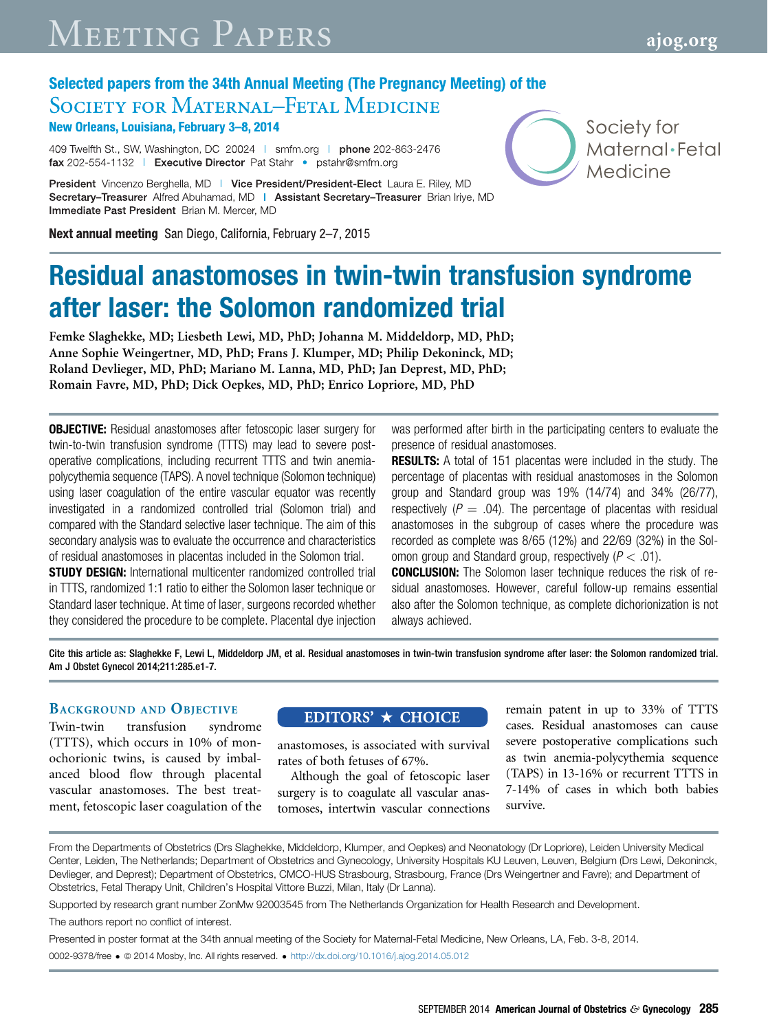# Meeting Papers

**Selected papers from the 34th Annual Meeting (The Pregnancy Meeting) of the**
**Society for Maternal–Fetal Medicine**
**New Orleans, Louisiana, February 3–8, 2014**

409 Twelfth St., SW, Washington, DC 20024 | smfm.org | **phone** 202-863-2476
**fax** 202-554-1132 | **Executive Director** Pat Stahr • pstahr@smfm.org

**President** Vincenzo Berghella, MD | **Vice President/President-Elect** Laura E. Riley, MD
**Secretary–Treasurer** Alfred Abuhamad, MD | **Assistant Secretary–Treasurer** Brian Iriye, MD
**Immediate Past President** Brian M. Mercer, MD

**Next annual meeting** San Diego, California, February 2–7, 2015

## Residual anastomoses in twin-twin transfusion syndrome after laser: the Solomon randomized trial

**Femke Slaghekke, MD; Liesbeth Lewi, MD, PhD; Johanna M. Middeldorp, MD, PhD; Anne Sophie Weingertner, MD, PhD; Frans J. Klumper, MD; Philip Dekoninck, MD; Roland Devlieger, MD, PhD; Mariano M. Lanna, MD, PhD; Jan Deprest, MD, PhD; Romain Favre, MD, PhD; Dick Oepkes, MD, PhD; Enrico Lopriore, MD, PhD**

**OBJECTIVE:** Residual anastomoses after fetoscopic laser surgery for twin-to-twin transfusion syndrome (TTTS) may lead to severe postoperative complications, including recurrent TTTS and twin anemia-polycythemia sequence (TAPS). A novel technique (Solomon technique) using laser coagulation of the entire vascular equator was recently investigated in a randomized controlled trial (Solomon trial) and compared with the Standard selective laser technique. The aim of this secondary analysis was to evaluate the occurrence and characteristics of residual anastomoses in placentas included in the Solomon trial.

**STUDY DESIGN:** International multicenter randomized controlled trial in TTTS, randomized 1:1 ratio to either the Solomon laser technique or Standard laser technique. At time of laser, surgeons recorded whether they considered the procedure to be complete. Placental dye injection was performed after birth in the participating centers to evaluate the presence of residual anastomoses.

**RESULTS:** A total of 151 placentas were included in the study. The percentage of placentas with residual anastomoses in the Solomon group and Standard group was 19% (14/74) and 34% (26/77), respectively ($P = .04$). The percentage of placentas with residual anastomoses in the subgroup of cases where the procedure was recorded as complete was 8/65 (12%) and 22/69 (32%) in the Solomon group and Standard group, respectively ($P < .01$).

**CONCLUSION:** The Solomon laser technique reduces the risk of residual anastomoses. However, careful follow-up remains essential also after the Solomon technique, as complete dichorionization is not always achieved.

Cite this article as: Slaghekke F, Lewi L, Middeldorp JM, et al. Residual anastomoses in twin-twin transfusion syndrome after laser: the Solomon randomized trial. Am J Obstet Gynecol 2014;211:285.e1-7.

### Background and Objective

**EDITORS' ★ CHOICE**

Twin-twin transfusion syndrome (TTTS), which occurs in 10% of monochorionic twins, is caused by imbalanced blood flow through placental vascular anastomoses. The best treatment, fetoscopic laser coagulation of the anastomoses, is associated with survival rates of both fetuses of 67%.

Although the goal of fetoscopic laser surgery is to coagulate all vascular anastomoses, intertwin vascular connections remain patent in up to 33% of TTTS cases. Residual anastomoses can cause severe postoperative complications such as twin anemia-polycythemia sequence (TAPS) in 13-16% or recurrent TTTS in 7-14% of cases in which both babies survive.

From the Departments of Obstetrics (Drs Slaghekke, Middeldorp, Klumper, and Oepkes) and Neonatology (Dr Lopriore), Leiden University Medical Center, Leiden, The Netherlands; Department of Obstetrics and Gynecology, University Hospitals KU Leuven, Leuven, Belgium (Drs Lewi, Dekoninck, Devlieger, and Deprest); Department of Obstetrics, CMCO-HUS Strasbourg, Strasbourg, France (Drs Weingertner and Favre); and Department of Obstetrics, Fetal Therapy Unit, Children's Hospital Vittore Buzzi, Milan, Italy (Dr Lanna).

Supported by research grant number ZonMw 92003545 from The Netherlands Organization for Health Research and Development.

The authors report no conflict of interest.

Presented in poster format at the 34th annual meeting of the Society for Maternal-Fetal Medicine, New Orleans, LA, Feb. 3-8, 2014.

0002-9378/free • © 2014 Mosby, Inc. All rights reserved. • http://dx.doi.org/10.1016/j.ajog.2014.05.012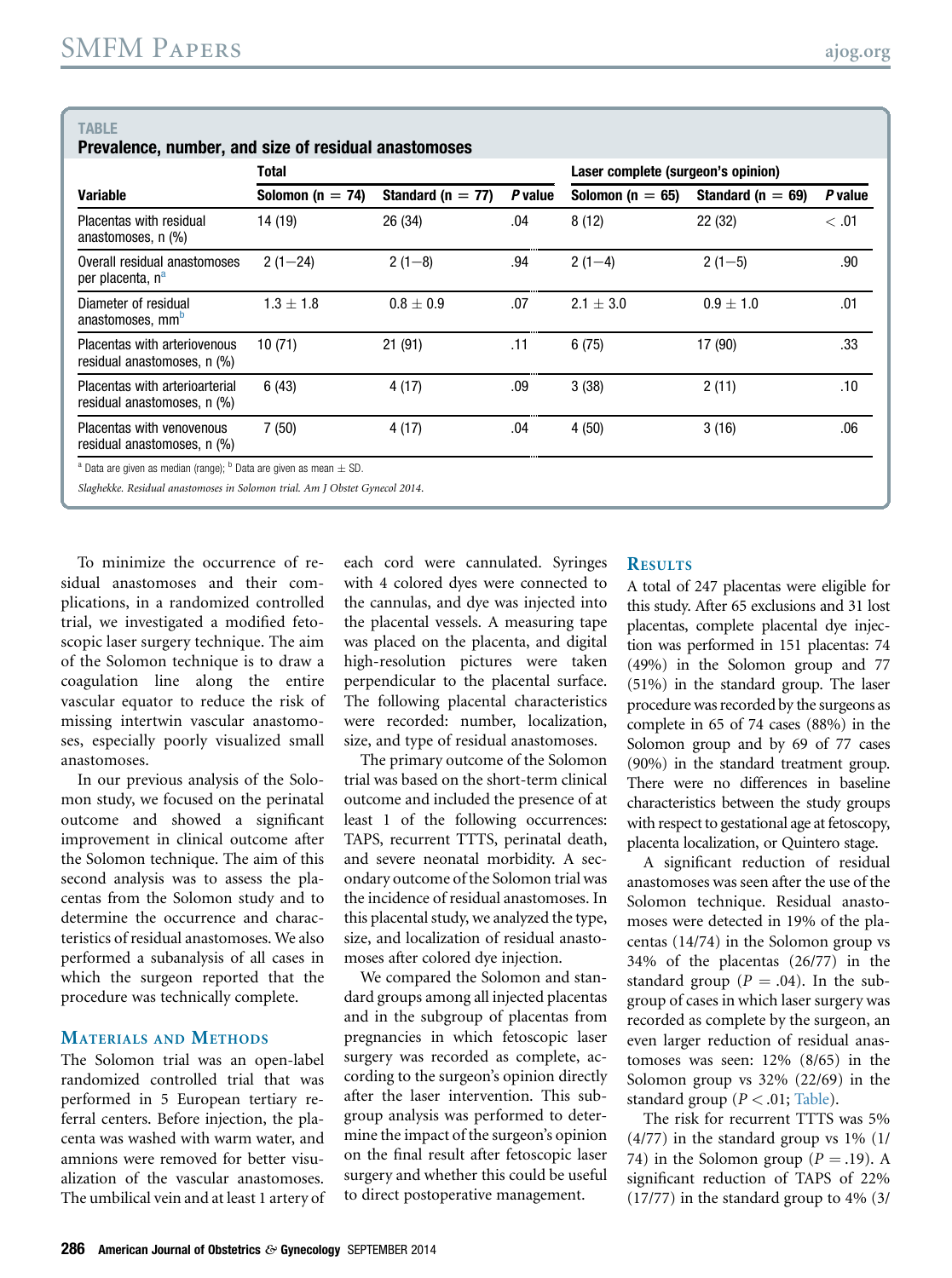**TABLE**
**Prevalence, number, and size of residual anastomoses**

| | Total | | | Laser complete (surgeon's opinion) | | |
|---|---|---|---|---|---|---|
| Variable | Solomon (n = 74) | Standard (n = 77) | *P* value | Solomon (n = 65) | Standard (n = 69) | *P* value |
| Placentas with residual anastomoses, n (%) | 14 (19) | 26 (34) | .04 | 8 (12) | 22 (32) | < .01 |
| Overall residual anastomoses per placenta, n[a] | 2 (1–24) | 2 (1–8) | .94 | 2 (1–4) | 2 (1–5) | .90 |
| Diameter of residual anastomoses, mm[b] | 1.3 ± 1.8 | 0.8 ± 0.9 | .07 | 2.1 ± 3.0 | 0.9 ± 1.0 | .01 |
| Placentas with arteriovenous residual anastomoses, n (%) | 10 (71) | 21 (91) | .11 | 6 (75) | 17 (90) | .33 |
| Placentas with arterioarterial residual anastomoses, n (%) | 6 (43) | 4 (17) | .09 | 3 (38) | 2 (11) | .10 |
| Placentas with venovenous residual anastomoses, n (%) | 7 (50) | 4 (17) | .04 | 4 (50) | 3 (16) | .06 |

[a] Data are given as median (range); [b] Data are given as mean ± SD.

*Slaghekke. Residual anastomoses in Solomon trial. Am J Obstet Gynecol 2014.*

To minimize the occurrence of residual anastomoses and their complications, in a randomized controlled trial, we investigated a modified fetoscopic laser surgery technique. The aim of the Solomon technique is to draw a coagulation line along the entire vascular equator to reduce the risk of missing intertwin vascular anastomoses, especially poorly visualized small anastomoses.

In our previous analysis of the Solomon study, we focused on the perinatal outcome and showed a significant improvement in clinical outcome after the Solomon technique. The aim of this second analysis was to assess the placentas from the Solomon study and to determine the occurrence and characteristics of residual anastomoses. We also performed a subanalysis of all cases in which the surgeon reported that the procedure was technically complete.

## Materials and Methods

The Solomon trial was an open-label randomized controlled trial that was performed in 5 European tertiary referral centers. Before injection, the placenta was washed with warm water, and amnions were removed for better visualization of the vascular anastomoses. The umbilical vein and at least 1 artery of each cord were cannulated. Syringes with 4 colored dyes were connected to the cannulas, and dye was injected into the placental vessels. A measuring tape was placed on the placenta, and digital high-resolution pictures were taken perpendicular to the placental surface. The following placental characteristics were recorded: number, localization, size, and type of residual anastomoses.

The primary outcome of the Solomon trial was based on the short-term clinical outcome and included the presence of at least 1 of the following occurrences: TAPS, recurrent TTTS, perinatal death, and severe neonatal morbidity. A secondary outcome of the Solomon trial was the incidence of residual anastomoses. In this placental study, we analyzed the type, size, and localization of residual anastomoses after colored dye injection.

We compared the Solomon and standard groups among all injected placentas and in the subgroup of placentas from pregnancies in which fetoscopic laser surgery was recorded as complete, according to the surgeon's opinion directly after the laser intervention. This subgroup analysis was performed to determine the impact of the surgeon's opinion on the final result after fetoscopic laser surgery and whether this could be useful to direct postoperative management.

## Results

A total of 247 placentas were eligible for this study. After 65 exclusions and 31 lost placentas, complete placental dye injection was performed in 151 placentas: 74 (49%) in the Solomon group and 77 (51%) in the standard group. The laser procedure was recorded by the surgeons as complete in 65 of 74 cases (88%) in the Solomon group and by 69 of 77 cases (90%) in the standard treatment group. There were no differences in baseline characteristics between the study groups with respect to gestational age at fetoscopy, placenta localization, or Quintero stage.

A significant reduction of residual anastomoses was seen after the use of the Solomon technique. Residual anastomoses were detected in 19% of the placentas (14/74) in the Solomon group vs 34% of the placentas (26/77) in the standard group ($P = .04$). In the subgroup of cases in which laser surgery was recorded as complete by the surgeon, an even larger reduction of residual anastomoses was seen: 12% (8/65) in the Solomon group vs 32% (22/69) in the standard group ($P < .01$; Table).

The risk for recurrent TTTS was 5% (4/77) in the standard group vs 1% (1/74) in the Solomon group ($P = .19$). A significant reduction of TAPS of 22% (17/77) in the standard group to 4% (3/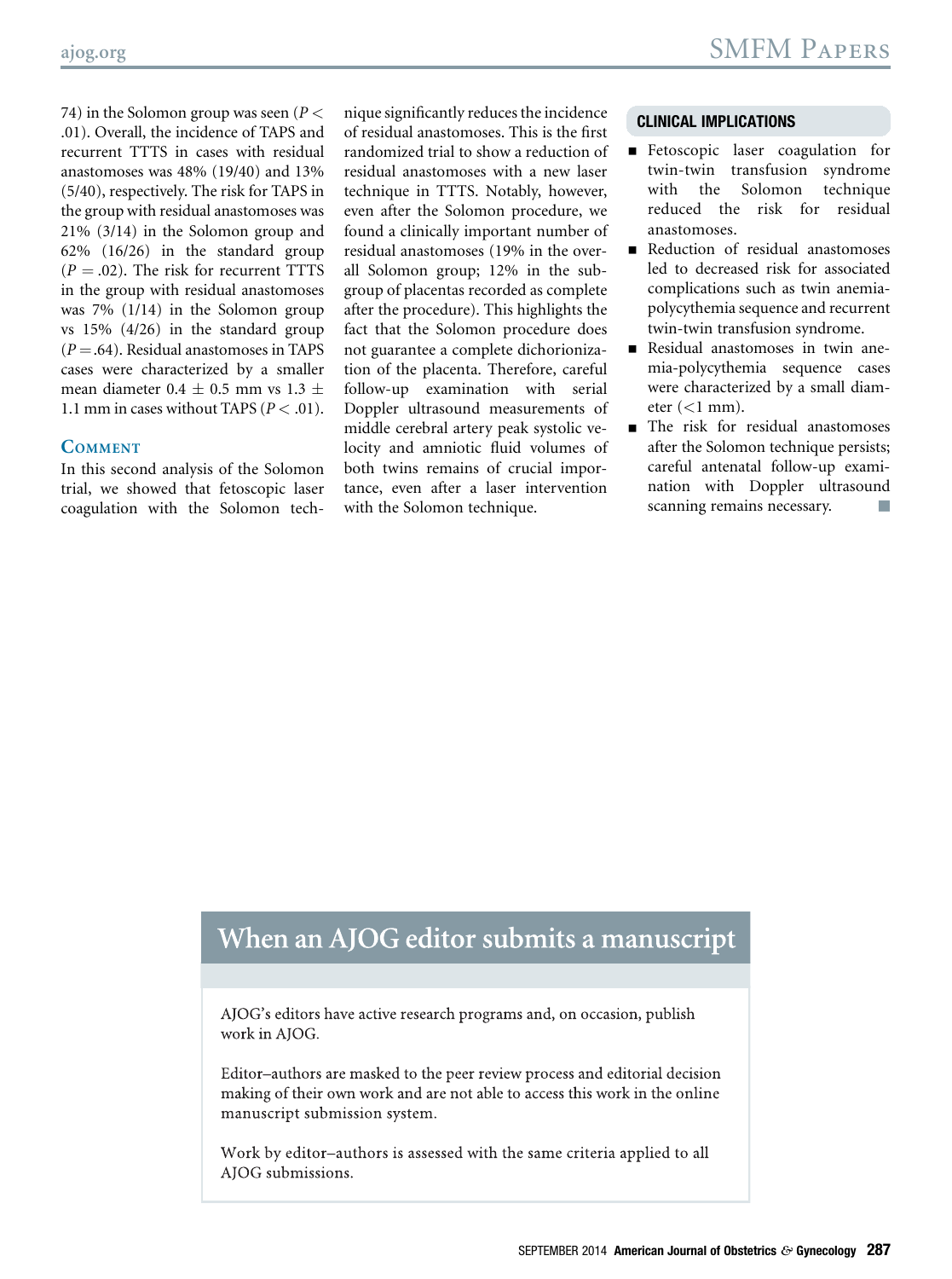74) in the Solomon group was seen ($P < .01$). Overall, the incidence of TAPS and recurrent TTTS in cases with residual anastomoses was 48% (19/40) and 13% (5/40), respectively. The risk for TAPS in the group with residual anastomoses was 21% (3/14) in the Solomon group and 62% (16/26) in the standard group ($P = .02$). The risk for recurrent TTTS in the group with residual anastomoses was 7% (1/14) in the Solomon group vs 15% (4/26) in the standard group ($P = .64$). Residual anastomoses in TAPS cases were characterized by a smaller mean diameter $0.4 \pm 0.5$ mm vs $1.3 \pm 1.1$ mm in cases without TAPS ($P < .01$).

## Comment

In this second analysis of the Solomon trial, we showed that fetoscopic laser coagulation with the Solomon technique significantly reduces the incidence of residual anastomoses. This is the first randomized trial to show a reduction of residual anastomoses with a new laser technique in TTTS. Notably, however, even after the Solomon procedure, we found a clinically important number of residual anastomoses (19% in the overall Solomon group; 12% in the subgroup of placentas recorded as complete after the procedure). This highlights the fact that the Solomon procedure does not guarantee a complete dichorionization of the placenta. Therefore, careful follow-up examination with serial Doppler ultrasound measurements of middle cerebral artery peak systolic velocity and amniotic fluid volumes of both twins remains of crucial importance, even after a laser intervention with the Solomon technique.

### CLINICAL IMPLICATIONS

- Fetoscopic laser coagulation for twin-twin transfusion syndrome with the Solomon technique reduced the risk for residual anastomoses.
- Reduction of residual anastomoses led to decreased risk for associated complications such as twin anemia-polycythemia sequence and recurrent twin-twin transfusion syndrome.
- Residual anastomoses in twin anemia-polycythemia sequence cases were characterized by a small diameter (<1 mm).
- The risk for residual anastomoses after the Solomon technique persists; careful antenatal follow-up examination with Doppler ultrasound scanning remains necessary.

## When an AJOG editor submits a manuscript

AJOG's editors have active research programs and, on occasion, publish work in AJOG.

Editor–authors are masked to the peer review process and editorial decision making of their own work and are not able to access this work in the online manuscript submission system.

Work by editor–authors is assessed with the same criteria applied to all AJOG submissions.